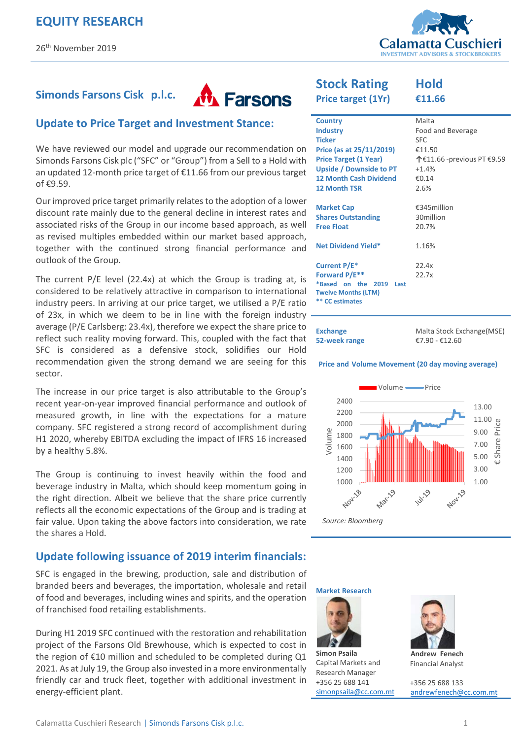# EQUITY RESEARCH

26th November 2019

Calamatta Cuschieri — INVESTMENT ADVISORS & STOCKBROKERS

## Simonds Farsons Cisk p.l.c.

Farsons

## Update to Price Target and Investment Stance:

We have reviewed our model and upgrade our recommendation on Simonds Farsons Cisk plc ("SFC" or "Group") from a Sell to a Hold with an updated 12-month price target of €11.66 from our previous target of €9.59.

Our improved price target primarily relates to the adoption of a lower discount rate mainly due to the general decline in interest rates and associated risks of the Group in our income based approach, as well as revised multiples embedded within our market based approach, together with the continued strong financial performance and outlook of the Group.

The current P/E level (22.4x) at which the Group is trading at, is considered to be relatively attractive in comparison to international industry peers. In arriving at our price target, we utilised a P/E ratio of 23x, in which we deem to be in line with the foreign industry average (P/E Carlsberg: 23.4x), therefore we expect the share price to reflect such reality moving forward. This, coupled with the fact that SFC is considered as a defensive stock, solidifies our Hold recommendation given the strong demand we are seeing for this sector.

The increase in our price target is also attributable to the Group's recent year-on-year improved financial performance and outlook of measured growth, in line with the expectations for a mature company. SFC registered a strong record of accomplishment during H1 2020, whereby EBITDA excluding the impact of IFRS 16 increased by a healthy 5.8%.

The Group is continuing to invest heavily within the food and beverage industry in Malta, which should keep momentum going in the right direction. Albeit we believe that the share price currently reflects all the economic expectations of the Group and is trading at fair value. Upon taking the above factors into consideration, we rate the shares a Hold.

## Update following issuance of 2019 interim financials:

SFC is engaged in the brewing, production, sale and distribution of branded beers and beverages, the importation, wholesale and retail of food and beverages, including wines and spirits, and the operation of franchised food retailing establishments.

During H1 2019 SFC continued with the restoration and rehabilitation project of the Farsons Old Brewhouse, which is expected to cost in the region of €10 million and scheduled to be completed during Q1 2021. As at July 19, the Group also invested in a more environmentally friendly car and truck fleet, together with additional investment in energy-efficient plant.

| Stock Rating | Hold |
|---|---|
| Price target (1Yr) | €11.66 |

| | |
|---|---|
| Country | Malta |
| Industry | Food and Beverage |
| Ticker | SFC |
| Price (as at 25/11/2019) | €11.50 |
| Price Target (1 Year) | ↑€11.66 -previous PT €9.59 |
| Upside / Downside to PT | +1.4% |
| 12 Month Cash Dividend | €0.14 |
| 12 Month TSR | 2.6% |
| Market Cap | €345million |
| Shares Outstanding | 30million |
| Free Float | 20.7% |
| Net Dividend Yield* | 1.16% |
| Current P/E* | 22.4x |
| Forward P/E** | 22.7x |
| Exchange | Malta Stock Exchange(MSE) |
| 52-week range | €7.90 - €12.60 |

*Based on the 2019 Last Twelve Months (LTM)
** CC estimates

**Price and Volume Movement (20 day moving average)**

Source: Bloomberg

**Market Research**

**Simon Psaila**
Capital Markets and Research Manager
+356 25 688 141
simonpsaila@cc.com.mt

**Andrew Fenech**
Financial Analyst
+356 25 688 133
andrewfenech@cc.com.mt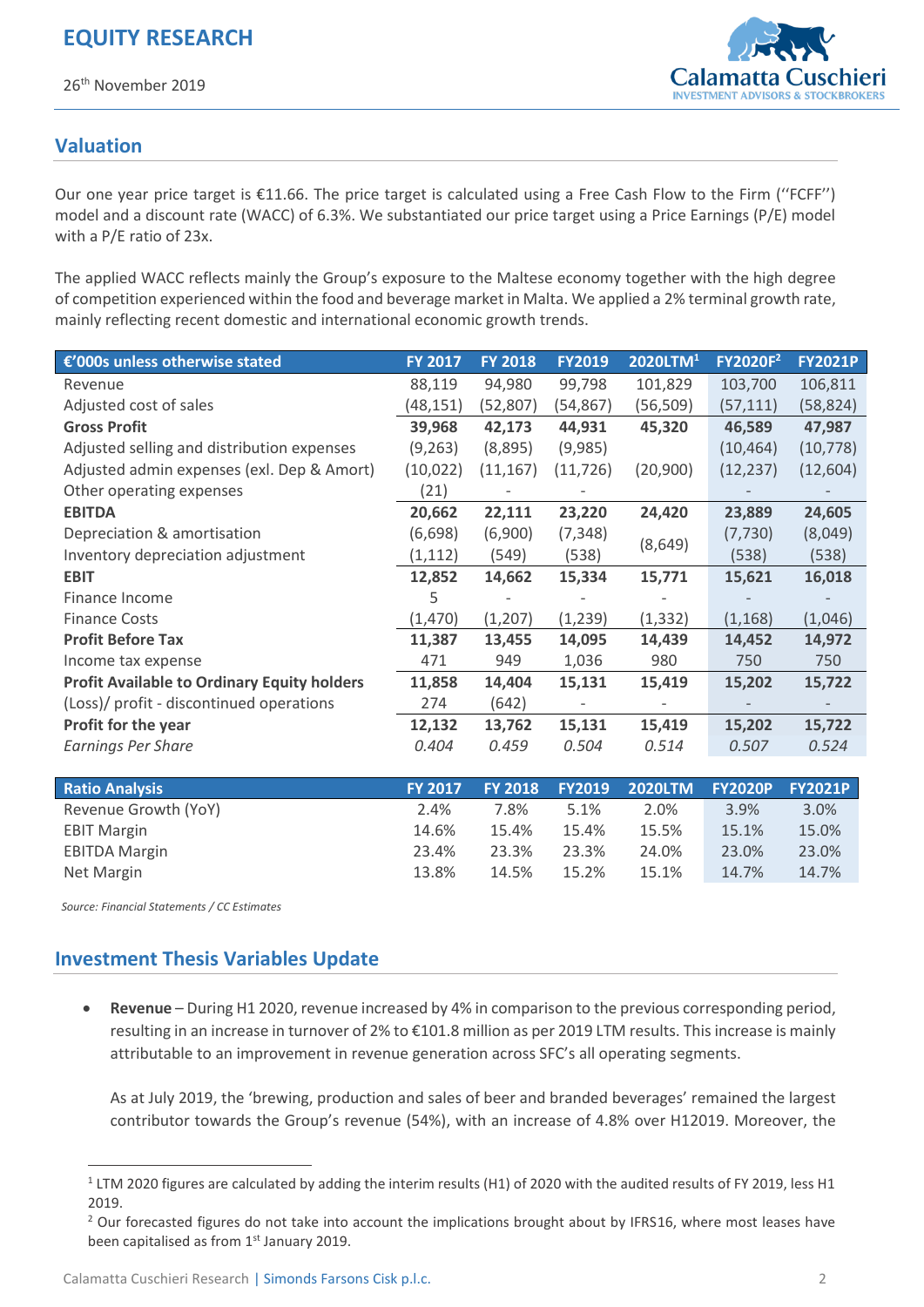## Valuation

Our one year price target is €11.66. The price target is calculated using a Free Cash Flow to the Firm (''FCFF'') model and a discount rate (WACC) of 6.3%. We substantiated our price target using a Price Earnings (P/E) model with a P/E ratio of 23x.

The applied WACC reflects mainly the Group's exposure to the Maltese economy together with the high degree of competition experienced within the food and beverage market in Malta. We applied a 2% terminal growth rate, mainly reflecting recent domestic and international economic growth trends.

| €'000s unless otherwise stated | FY 2017 | FY 2018 | FY2019 | 2020LTM[1] | FY2020F[2] | FY2021P |
|---|---|---|---|---|---|---|
| Revenue | 88,119 | 94,980 | 99,798 | 101,829 | 103,700 | 106,811 |
| Adjusted cost of sales | (48,151) | (52,807) | (54,867) | (56,509) | (57,111) | (58,824) |
| **Gross Profit** | **39,968** | **42,173** | **44,931** | **45,320** | **46,589** | **47,987** |
| Adjusted selling and distribution expenses | (9,263) | (8,895) | (9,985) | | (10,464) | (10,778) |
| Adjusted admin expenses (exl. Dep & Amort) | (10,022) | (11,167) | (11,726) | (20,900) | (12,237) | (12,604) |
| Other operating expenses | (21) | - | - | | - | - |
| **EBITDA** | **20,662** | **22,111** | **23,220** | **24,420** | **23,889** | **24,605** |
| Depreciation & amortisation | (6,698) | (6,900) | (7,348) | (8,649) | (7,730) | (8,049) |
| Inventory depreciation adjustment | (1,112) | (549) | (538) | | (538) | (538) |
| **EBIT** | **12,852** | **14,662** | **15,334** | **15,771** | **15,621** | **16,018** |
| Finance Income | 5 | - | - | - | - | - |
| Finance Costs | (1,470) | (1,207) | (1,239) | (1,332) | (1,168) | (1,046) |
| **Profit Before Tax** | **11,387** | **13,455** | **14,095** | **14,439** | **14,452** | **14,972** |
| Income tax expense | 471 | 949 | 1,036 | 980 | 750 | 750 |
| **Profit Available to Ordinary Equity holders** | **11,858** | **14,404** | **15,131** | **15,419** | **15,202** | **15,722** |
| (Loss)/ profit - discontinued operations | 274 | (642) | - | - | - | - |
| **Profit for the year** | **12,132** | **13,762** | **15,131** | **15,419** | **15,202** | **15,722** |
| *Earnings Per Share* | *0.404* | *0.459* | *0.504* | *0.514* | *0.507* | *0.524* |

| Ratio Analysis | FY 2017 | FY 2018 | FY2019 | 2020LTM | FY2020P | FY2021P |
|---|---|---|---|---|---|---|
| Revenue Growth (YoY) | 2.4% | 7.8% | 5.1% | 2.0% | 3.9% | 3.0% |
| EBIT Margin | 14.6% | 15.4% | 15.4% | 15.5% | 15.1% | 15.0% |
| EBITDA Margin | 23.4% | 23.3% | 23.3% | 24.0% | 23.0% | 23.0% |
| Net Margin | 13.8% | 14.5% | 15.2% | 15.1% | 14.7% | 14.7% |

*Source: Financial Statements / CC Estimates*

## Investment Thesis Variables Update

- **Revenue** – During H1 2020, revenue increased by 4% in comparison to the previous corresponding period, resulting in an increase in turnover of 2% to €101.8 million as per 2019 LTM results. This increase is mainly attributable to an improvement in revenue generation across SFC's all operating segments.

  As at July 2019, the 'brewing, production and sales of beer and branded beverages' remained the largest contributor towards the Group's revenue (54%), with an increase of 4.8% over H12019. Moreover, the

[1] LTM 2020 figures are calculated by adding the interim results (H1) of 2020 with the audited results of FY 2019, less H1 2019.

[2] Our forecasted figures do not take into account the implications brought about by IFRS16, where most leases have been capitalised as from 1st January 2019.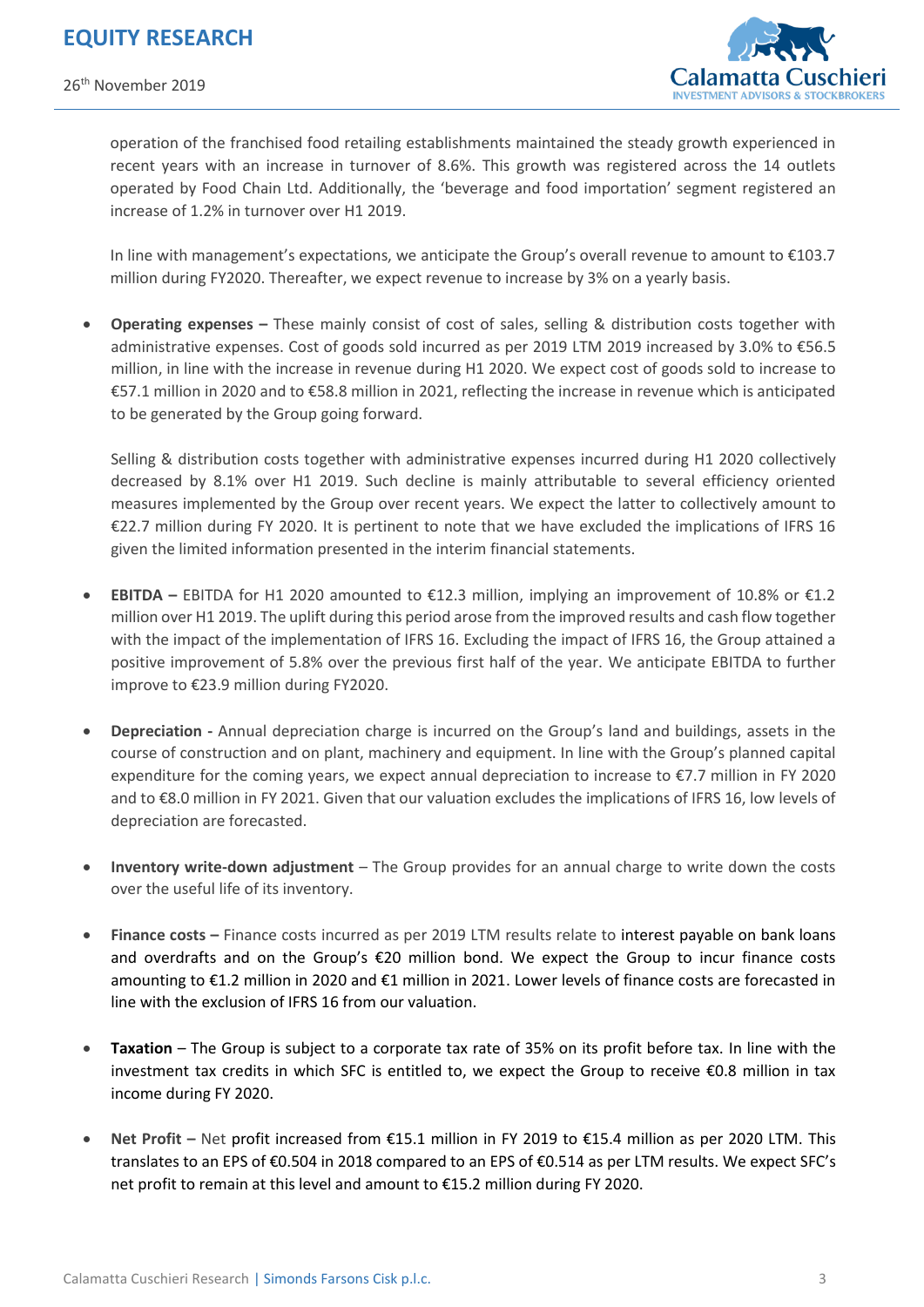operation of the franchised food retailing establishments maintained the steady growth experienced in recent years with an increase in turnover of 8.6%. This growth was registered across the 14 outlets operated by Food Chain Ltd. Additionally, the 'beverage and food importation' segment registered an increase of 1.2% in turnover over H1 2019.

In line with management's expectations, we anticipate the Group's overall revenue to amount to €103.7 million during FY2020. Thereafter, we expect revenue to increase by 3% on a yearly basis.

- **Operating expenses –** These mainly consist of cost of sales, selling & distribution costs together with administrative expenses. Cost of goods sold incurred as per 2019 LTM 2019 increased by 3.0% to €56.5 million, in line with the increase in revenue during H1 2020. We expect cost of goods sold to increase to €57.1 million in 2020 and to €58.8 million in 2021, reflecting the increase in revenue which is anticipated to be generated by the Group going forward.

  Selling & distribution costs together with administrative expenses incurred during H1 2020 collectively decreased by 8.1% over H1 2019. Such decline is mainly attributable to several efficiency oriented measures implemented by the Group over recent years. We expect the latter to collectively amount to €22.7 million during FY 2020. It is pertinent to note that we have excluded the implications of IFRS 16 given the limited information presented in the interim financial statements.

- **EBITDA –** EBITDA for H1 2020 amounted to €12.3 million, implying an improvement of 10.8% or €1.2 million over H1 2019. The uplift during this period arose from the improved results and cash flow together with the impact of the implementation of IFRS 16. Excluding the impact of IFRS 16, the Group attained a positive improvement of 5.8% over the previous first half of the year. We anticipate EBITDA to further improve to €23.9 million during FY2020.

- **Depreciation -** Annual depreciation charge is incurred on the Group's land and buildings, assets in the course of construction and on plant, machinery and equipment. In line with the Group's planned capital expenditure for the coming years, we expect annual depreciation to increase to €7.7 million in FY 2020 and to €8.0 million in FY 2021. Given that our valuation excludes the implications of IFRS 16, low levels of depreciation are forecasted.

- **Inventory write-down adjustment** – The Group provides for an annual charge to write down the costs over the useful life of its inventory.

- **Finance costs –** Finance costs incurred as per 2019 LTM results relate to interest payable on bank loans and overdrafts and on the Group's €20 million bond. We expect the Group to incur finance costs amounting to €1.2 million in 2020 and €1 million in 2021. Lower levels of finance costs are forecasted in line with the exclusion of IFRS 16 from our valuation.

- **Taxation** – The Group is subject to a corporate tax rate of 35% on its profit before tax. In line with the investment tax credits in which SFC is entitled to, we expect the Group to receive €0.8 million in tax income during FY 2020.

- **Net Profit –** Net profit increased from €15.1 million in FY 2019 to €15.4 million as per 2020 LTM. This translates to an EPS of €0.504 in 2018 compared to an EPS of €0.514 as per LTM results. We expect SFC's net profit to remain at this level and amount to €15.2 million during FY 2020.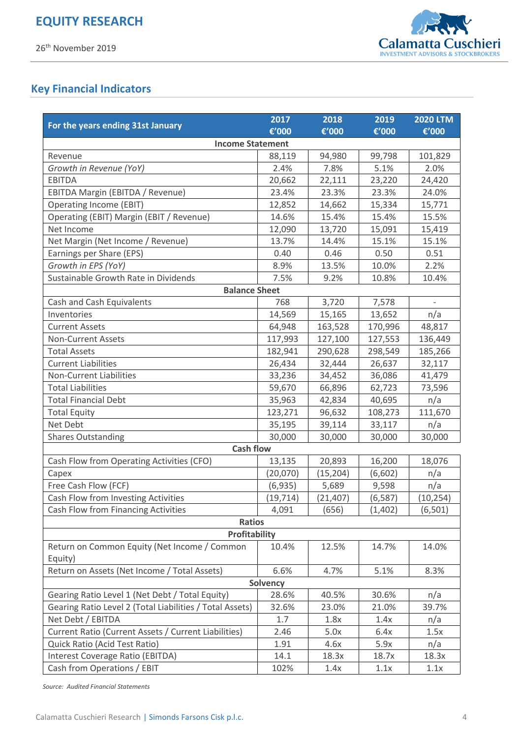## Key Financial Indicators

| For the years ending 31st January | 2017 €'000 | 2018 €'000 | 2019 €'000 | 2020 LTM €'000 |
|---|---|---|---|---|
| **Income Statement** | | | | |
| Revenue | 88,119 | 94,980 | 99,798 | 101,829 |
| *Growth in Revenue (YoY)* | 2.4% | 7.8% | 5.1% | 2.0% |
| EBITDA | 20,662 | 22,111 | 23,220 | 24,420 |
| EBITDA Margin (EBITDA / Revenue) | 23.4% | 23.3% | 23.3% | 24.0% |
| Operating Income (EBIT) | 12,852 | 14,662 | 15,334 | 15,771 |
| Operating (EBIT) Margin (EBIT / Revenue) | 14.6% | 15.4% | 15.4% | 15.5% |
| Net Income | 12,090 | 13,720 | 15,091 | 15,419 |
| Net Margin (Net Income / Revenue) | 13.7% | 14.4% | 15.1% | 15.1% |
| Earnings per Share (EPS) | 0.40 | 0.46 | 0.50 | 0.51 |
| *Growth in EPS (YoY)* | 8.9% | 13.5% | 10.0% | 2.2% |
| Sustainable Growth Rate in Dividends | 7.5% | 9.2% | 10.8% | 10.4% |
| **Balance Sheet** | | | | |
| Cash and Cash Equivalents | 768 | 3,720 | 7,578 | - |
| Inventories | 14,569 | 15,165 | 13,652 | n/a |
| Current Assets | 64,948 | 163,528 | 170,996 | 48,817 |
| Non-Current Assets | 117,993 | 127,100 | 127,553 | 136,449 |
| Total Assets | 182,941 | 290,628 | 298,549 | 185,266 |
| Current Liabilities | 26,434 | 32,444 | 26,637 | 32,117 |
| Non-Current Liabilities | 33,236 | 34,452 | 36,086 | 41,479 |
| Total Liabilities | 59,670 | 66,896 | 62,723 | 73,596 |
| Total Financial Debt | 35,963 | 42,834 | 40,695 | n/a |
| Total Equity | 123,271 | 96,632 | 108,273 | 111,670 |
| Net Debt | 35,195 | 39,114 | 33,117 | n/a |
| Shares Outstanding | 30,000 | 30,000 | 30,000 | 30,000 |
| **Cash flow** | | | | |
| Cash Flow from Operating Activities (CFO) | 13,135 | 20,893 | 16,200 | 18,076 |
| Capex | (20,070) | (15,204) | (6,602) | n/a |
| Free Cash Flow (FCF) | (6,935) | 5,689 | 9,598 | n/a |
| Cash Flow from Investing Activities | (19,714) | (21,407) | (6,587) | (10,254) |
| Cash Flow from Financing Activities | 4,091 | (656) | (1,402) | (6,501) |
| **Ratios** | | | | |
| **Profitability** | | | | |
| Return on Common Equity (Net Income / Common Equity) | 10.4% | 12.5% | 14.7% | 14.0% |
| Return on Assets (Net Income / Total Assets) | 6.6% | 4.7% | 5.1% | 8.3% |
| **Solvency** | | | | |
| Gearing Ratio Level 1 (Net Debt / Total Equity) | 28.6% | 40.5% | 30.6% | n/a |
| Gearing Ratio Level 2 (Total Liabilities / Total Assets) | 32.6% | 23.0% | 21.0% | 39.7% |
| Net Debt / EBITDA | 1.7 | 1.8x | 1.4x | n/a |
| Current Ratio (Current Assets / Current Liabilities) | 2.46 | 5.0x | 6.4x | 1.5x |
| Quick Ratio (Acid Test Ratio) | 1.91 | 4.6x | 5.9x | n/a |
| Interest Coverage Ratio (EBITDA) | 14.1 | 18.3x | 18.7x | 18.3x |
| Cash from Operations / EBIT | 102% | 1.4x | 1.1x | 1.1x |

*Source: Audited Financial Statements*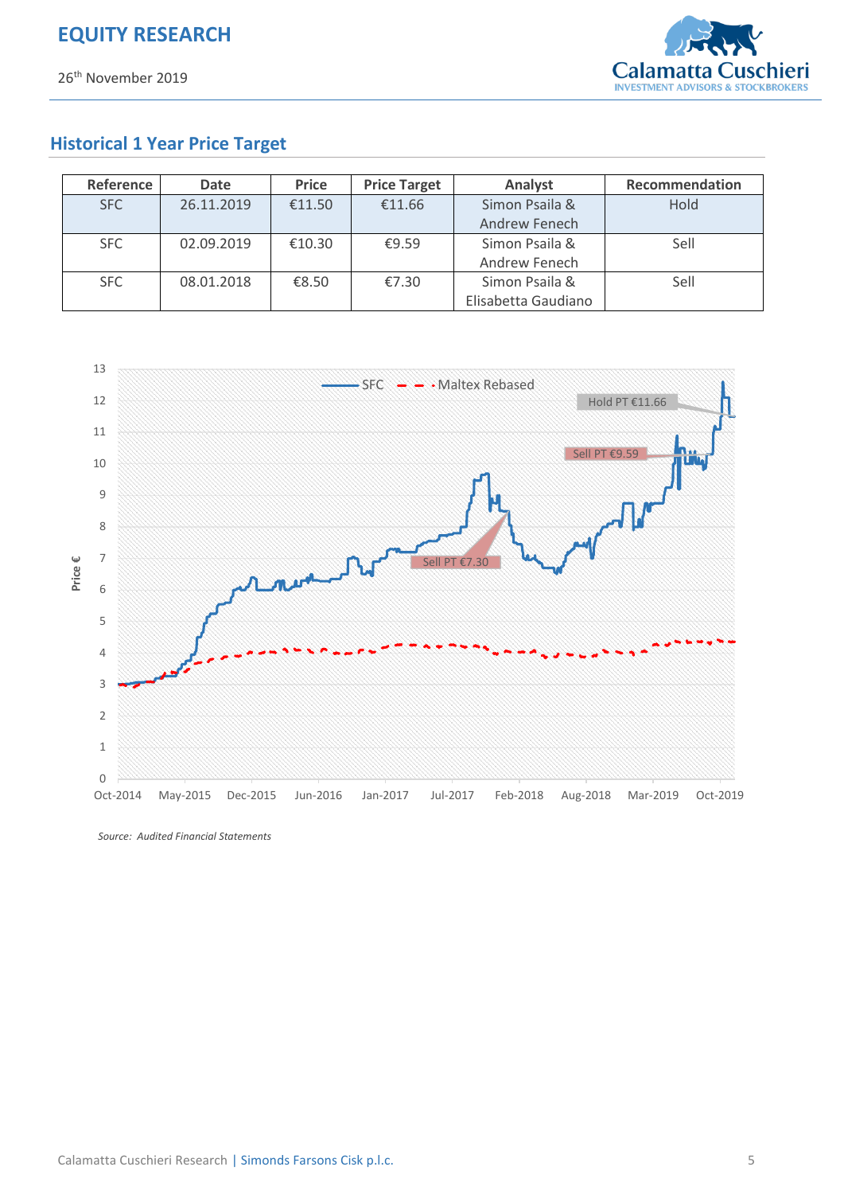## Historical 1 Year Price Target

| Reference | Date | Price | Price Target | Analyst | Recommendation |
|---|---|---|---|---|---|
| SFC | 26.11.2019 | €11.50 | €11.66 | Simon Psaila & Andrew Fenech | Hold |
| SFC | 02.09.2019 | €10.30 | €9.59 | Simon Psaila & Andrew Fenech | Sell |
| SFC | 08.01.2018 | €8.50 | €7.30 | Simon Psaila & Elisabetta Gaudiano | Sell |

*Source: Audited Financial Statements*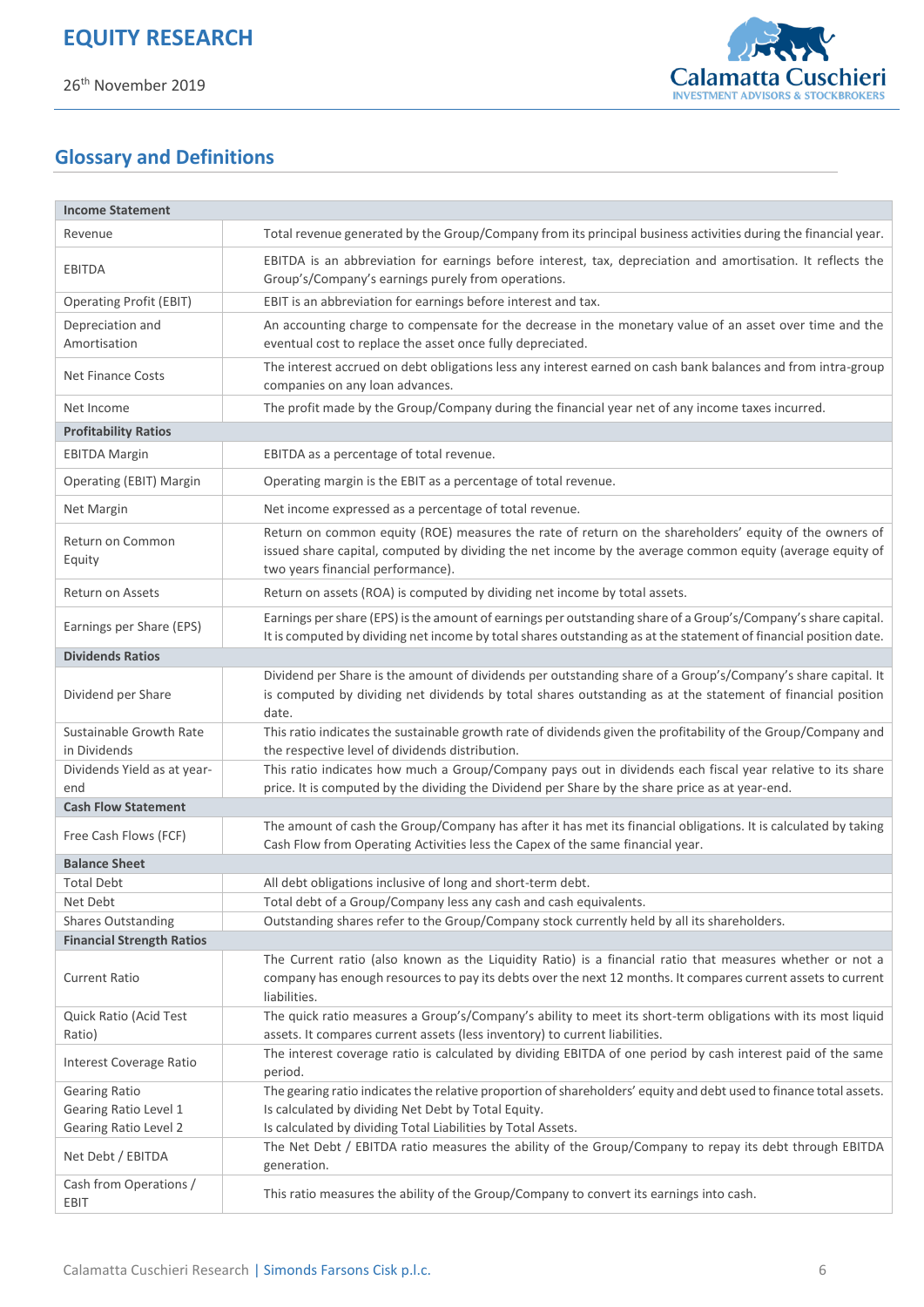## Glossary and Definitions

| Income Statement | |
|---|---|
| Revenue | Total revenue generated by the Group/Company from its principal business activities during the financial year. |
| EBITDA | EBITDA is an abbreviation for earnings before interest, tax, depreciation and amortisation. It reflects the Group's/Company's earnings purely from operations. |
| Operating Profit (EBIT) | EBIT is an abbreviation for earnings before interest and tax. |
| Depreciation and Amortisation | An accounting charge to compensate for the decrease in the monetary value of an asset over time and the eventual cost to replace the asset once fully depreciated. |
| Net Finance Costs | The interest accrued on debt obligations less any interest earned on cash bank balances and from intra-group companies on any loan advances. |
| Net Income | The profit made by the Group/Company during the financial year net of any income taxes incurred. |
| **Profitability Ratios** | |
| EBITDA Margin | EBITDA as a percentage of total revenue. |
| Operating (EBIT) Margin | Operating margin is the EBIT as a percentage of total revenue. |
| Net Margin | Net income expressed as a percentage of total revenue. |
| Return on Common Equity | Return on common equity (ROE) measures the rate of return on the shareholders' equity of the owners of issued share capital, computed by dividing the net income by the average common equity (average equity of two years financial performance). |
| Return on Assets | Return on assets (ROA) is computed by dividing net income by total assets. |
| Earnings per Share (EPS) | Earnings per share (EPS) is the amount of earnings per outstanding share of a Group's/Company's share capital. It is computed by dividing net income by total shares outstanding as at the statement of financial position date. |
| **Dividends Ratios** | |
| Dividend per Share | Dividend per Share is the amount of dividends per outstanding share of a Group's/Company's share capital. It is computed by dividing net dividends by total shares outstanding as at the statement of financial position date. |
| Sustainable Growth Rate in Dividends | This ratio indicates the sustainable growth rate of dividends given the profitability of the Group/Company and the respective level of dividends distribution. |
| Dividends Yield as at year-end | This ratio indicates how much a Group/Company pays out in dividends each fiscal year relative to its share price. It is computed by the dividing the Dividend per Share by the share price as at year-end. |
| **Cash Flow Statement** | |
| Free Cash Flows (FCF) | The amount of cash the Group/Company has after it has met its financial obligations. It is calculated by taking Cash Flow from Operating Activities less the Capex of the same financial year. |
| **Balance Sheet** | |
| Total Debt | All debt obligations inclusive of long and short-term debt. |
| Net Debt | Total debt of a Group/Company less any cash and cash equivalents. |
| Shares Outstanding | Outstanding shares refer to the Group/Company stock currently held by all its shareholders. |
| **Financial Strength Ratios** | |
| Current Ratio | The Current ratio (also known as the Liquidity Ratio) is a financial ratio that measures whether or not a company has enough resources to pay its debts over the next 12 months. It compares current assets to current liabilities. |
| Quick Ratio (Acid Test Ratio) | The quick ratio measures a Group's/Company's ability to meet its short-term obligations with its most liquid assets. It compares current assets (less inventory) to current liabilities. |
| Interest Coverage Ratio | The interest coverage ratio is calculated by dividing EBITDA of one period by cash interest paid of the same period. |
| Gearing Ratio<br>Gearing Ratio Level 1<br>Gearing Ratio Level 2 | The gearing ratio indicates the relative proportion of shareholders' equity and debt used to finance total assets.<br>Is calculated by dividing Net Debt by Total Equity.<br>Is calculated by dividing Total Liabilities by Total Assets. |
| Net Debt / EBITDA | The Net Debt / EBITDA ratio measures the ability of the Group/Company to repay its debt through EBITDA generation. |
| Cash from Operations / EBIT | This ratio measures the ability of the Group/Company to convert its earnings into cash. |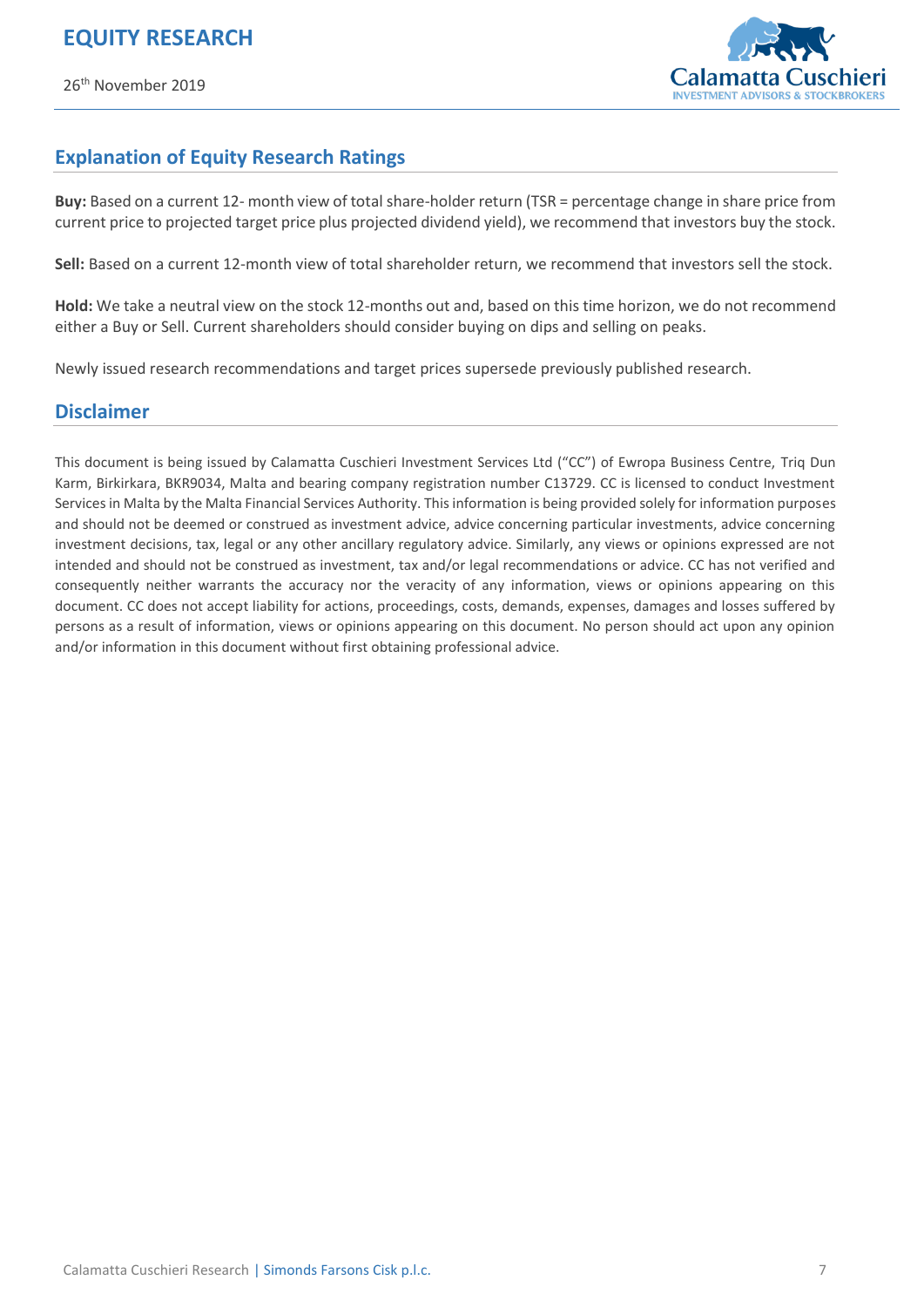## Explanation of Equity Research Ratings

**Buy:** Based on a current 12- month view of total share-holder return (TSR = percentage change in share price from current price to projected target price plus projected dividend yield), we recommend that investors buy the stock.

**Sell:** Based on a current 12-month view of total shareholder return, we recommend that investors sell the stock.

**Hold:** We take a neutral view on the stock 12-months out and, based on this time horizon, we do not recommend either a Buy or Sell. Current shareholders should consider buying on dips and selling on peaks.

Newly issued research recommendations and target prices supersede previously published research.

## Disclaimer

This document is being issued by Calamatta Cuschieri Investment Services Ltd ("CC") of Ewropa Business Centre, Triq Dun Karm, Birkirkara, BKR9034, Malta and bearing company registration number C13729. CC is licensed to conduct Investment Services in Malta by the Malta Financial Services Authority. This information is being provided solely for information purposes and should not be deemed or construed as investment advice, advice concerning particular investments, advice concerning investment decisions, tax, legal or any other ancillary regulatory advice. Similarly, any views or opinions expressed are not intended and should not be construed as investment, tax and/or legal recommendations or advice. CC has not verified and consequently neither warrants the accuracy nor the veracity of any information, views or opinions appearing on this document. CC does not accept liability for actions, proceedings, costs, demands, expenses, damages and losses suffered by persons as a result of information, views or opinions appearing on this document. No person should act upon any opinion and/or information in this document without first obtaining professional advice.